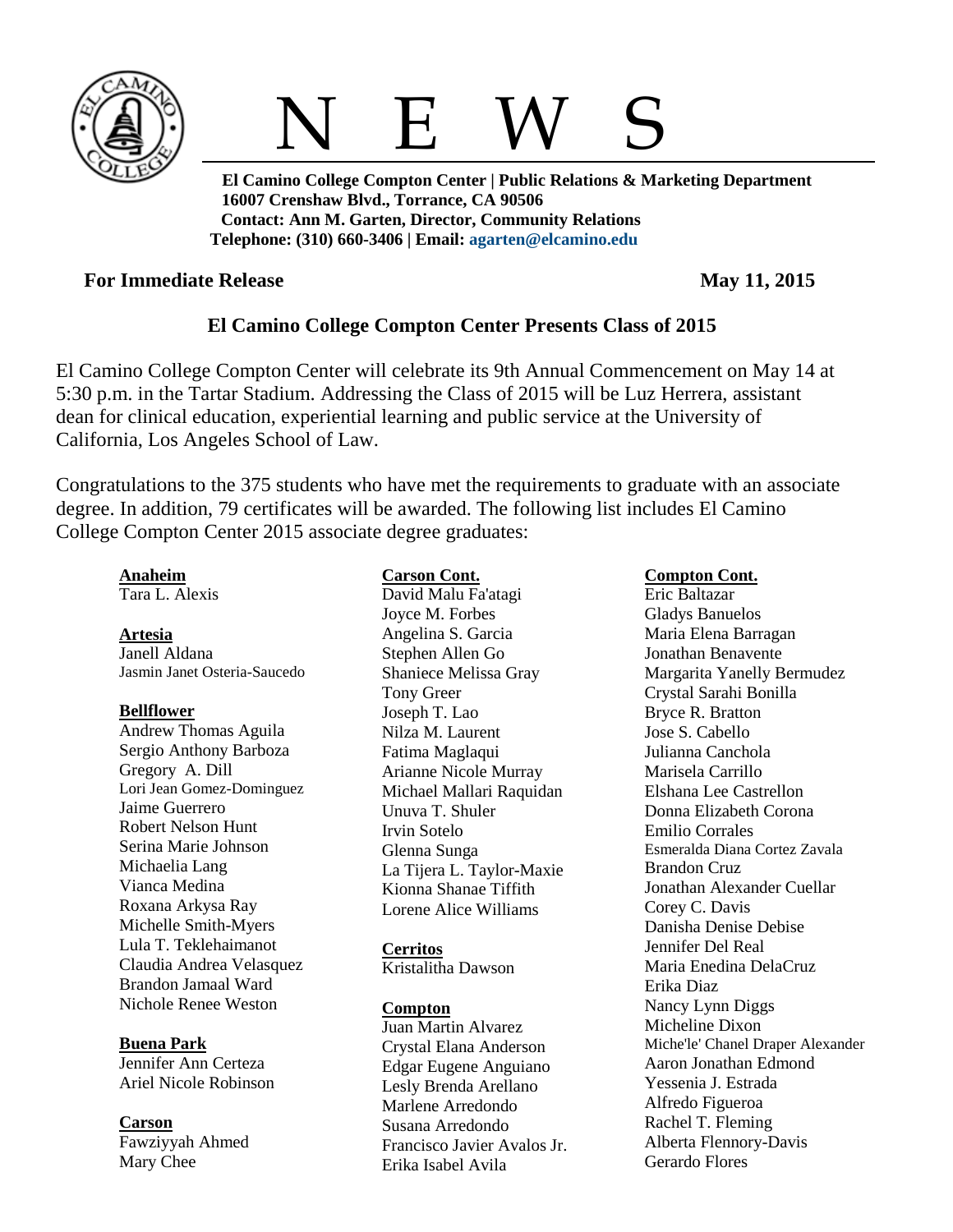# N E W S

**El Camino College Compton Center | Public Relations & Marketing Department**
**16007 Crenshaw Blvd., Torrance, CA 90506**
**Contact: Ann M. Garten, Director, Community Relations**
**Telephone: (310) 660-3406 | Email: agarten@elcamino.edu**

**For Immediate Release** **May 11, 2015**

## El Camino College Compton Center Presents Class of 2015

El Camino College Compton Center will celebrate its 9th Annual Commencement on May 14 at 5:30 p.m. in the Tartar Stadium. Addressing the Class of 2015 will be Luz Herrera, assistant dean for clinical education, experiential learning and public service at the University of California, Los Angeles School of Law.

Congratulations to the 375 students who have met the requirements to graduate with an associate degree. In addition, 79 certificates will be awarded. The following list includes El Camino College Compton Center 2015 associate degree graduates:

**Anaheim**
Tara L. Alexis

**Artesia**
Janell Aldana
Jasmin Janet Osteria-Saucedo

**Bellflower**
Andrew Thomas Aguila
Sergio Anthony Barboza
Gregory A. Dill
Lori Jean Gomez-Dominguez
Jaime Guerrero
Robert Nelson Hunt
Serina Marie Johnson
Michaelia Lang
Vianca Medina
Roxana Arkysa Ray
Michelle Smith-Myers
Lula T. Teklehaimanot
Claudia Andrea Velasquez
Brandon Jamaal Ward
Nichole Renee Weston

**Buena Park**
Jennifer Ann Certeza
Ariel Nicole Robinson

**Carson**
Fawziyyah Ahmed
Mary Chee

**Carson Cont.**
David Malu Fa'atagi
Joyce M. Forbes
Angelina S. Garcia
Stephen Allen Go
Shaniece Melissa Gray
Tony Greer
Joseph T. Lao
Nilza M. Laurent
Fatima Maglaqui
Arianne Nicole Murray
Michael Mallari Raquidan
Unuva T. Shuler
Irvin Sotelo
Glenna Sunga
La Tijera L. Taylor-Maxie
Kionna Shanae Tiffith
Lorene Alice Williams

**Cerritos**
Kristalitha Dawson

**Compton**
Juan Martin Alvarez
Crystal Elana Anderson
Edgar Eugene Anguiano
Lesly Brenda Arellano
Marlene Arredondo
Susana Arredondo
Francisco Javier Avalos Jr.
Erika Isabel Avila

**Compton Cont.**
Eric Baltazar
Gladys Banuelos
Maria Elena Barragan
Jonathan Benavente
Margarita Yanelly Bermudez
Crystal Sarahi Bonilla
Bryce R. Bratton
Jose S. Cabello
Julianna Canchola
Marisela Carrillo
Elshana Lee Castrellon
Donna Elizabeth Corona
Emilio Corrales
Esmeralda Diana Cortez Zavala
Brandon Cruz
Jonathan Alexander Cuellar
Corey C. Davis
Danisha Denise Debise
Jennifer Del Real
Maria Enedina DelaCruz
Erika Diaz
Nancy Lynn Diggs
Micheline Dixon
Miche'le' Chanel Draper Alexander
Aaron Jonathan Edmond
Yessenia J. Estrada
Alfredo Figueroa
Rachel T. Fleming
Alberta Flennory-Davis
Gerardo Flores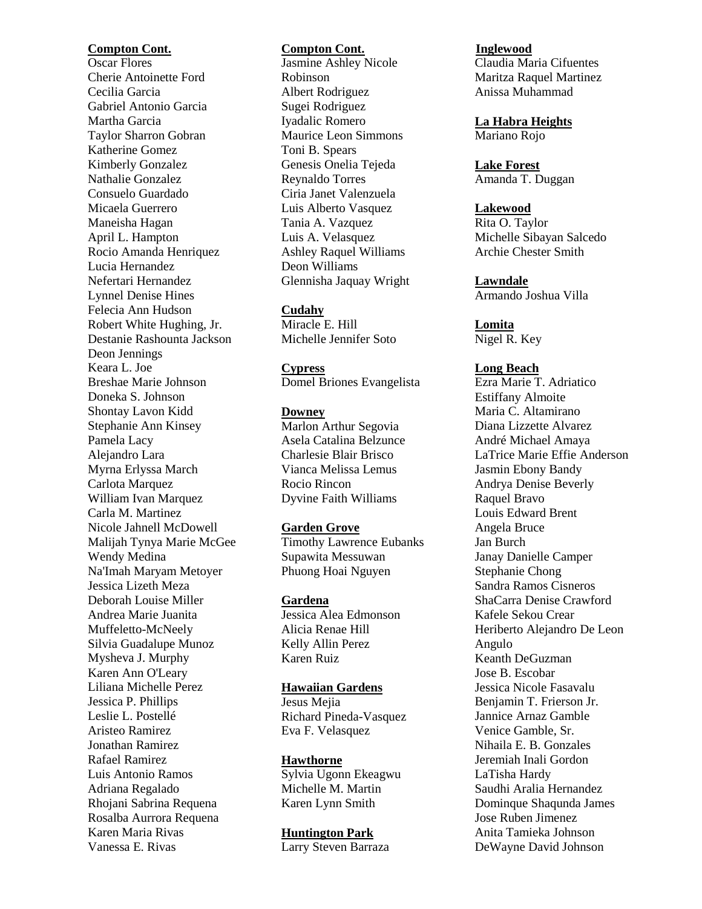**Compton Cont.**

Oscar Flores
Cherie Antoinette Ford
Cecilia Garcia
Gabriel Antonio Garcia
Martha Garcia
Taylor Sharron Gobran
Katherine Gomez
Kimberly Gonzalez
Nathalie Gonzalez
Consuelo Guardado
Micaela Guerrero
Maneisha Hagan
April L. Hampton
Rocio Amanda Henriquez
Lucia Hernandez
Nefertari Hernandez
Lynnel Denise Hines
Felecia Ann Hudson
Robert White Hughing, Jr.
Destanie Rashounta Jackson
Deon Jennings
Keara L. Joe
Breshae Marie Johnson
Doneka S. Johnson
Shontay Lavon Kidd
Stephanie Ann Kinsey
Pamela Lacy
Alejandro Lara
Myrna Erlyssa March
Carlota Marquez
William Ivan Marquez
Carla M. Martinez
Nicole Jahnell McDowell
Malijah Tynya Marie McGee
Wendy Medina
Na'Imah Maryam Metoyer
Jessica Lizeth Meza
Deborah Louise Miller
Andrea Marie Juanita Muffeletto-McNeely
Silvia Guadalupe Munoz
Mysheva J. Murphy
Karen Ann O'Leary
Liliana Michelle Perez
Jessica P. Phillips
Leslie L. Postellé
Aristeo Ramirez
Jonathan Ramirez
Rafael Ramirez
Luis Antonio Ramos
Adriana Regalado
Rhojani Sabrina Requena
Rosalba Aurrora Requena
Karen Maria Rivas
Vanessa E. Rivas

**Compton Cont.**

Jasmine Ashley Nicole Robinson
Albert Rodriguez
Sugei Rodriguez
Iyadalic Romero
Maurice Leon Simmons
Toni B. Spears
Genesis Onelia Tejeda
Reynaldo Torres
Ciria Janet Valenzuela
Luis Alberto Vasquez
Tania A. Vazquez
Luis A. Velasquez
Ashley Raquel Williams
Deon Williams
Glennisha Jaquay Wright

**Cudahy**

Miracle E. Hill
Michelle Jennifer Soto

**Cypress**

Domel Briones Evangelista

**Downey**

Marlon Arthur Segovia
Asela Catalina Belzunce
Charlesie Blair Brisco
Vianca Melissa Lemus
Rocio Rincon
Dyvine Faith Williams

**Garden Grove**

Timothy Lawrence Eubanks
Supawita Messuwan
Phuong Hoai Nguyen

**Gardena**

Jessica Alea Edmonson
Alicia Renae Hill
Kelly Allin Perez
Karen Ruiz

**Hawaiian Gardens**

Jesus Mejia
Richard Pineda-Vasquez
Eva F. Velasquez

**Hawthorne**

Sylvia Ugonn Ekeagwu
Michelle M. Martin
Karen Lynn Smith

**Huntington Park**

Larry Steven Barraza

**Inglewood**

Claudia Maria Cifuentes
Maritza Raquel Martinez
Anissa Muhammad

**La Habra Heights**

Mariano Rojo

**Lake Forest**

Amanda T. Duggan

**Lakewood**

Rita O. Taylor
Michelle Sibayan Salcedo
Archie Chester Smith

**Lawndale**

Armando Joshua Villa

**Lomita**

Nigel R. Key

**Long Beach**

Ezra Marie T. Adriatico
Estiffany Almoite
Maria C. Altamirano
Diana Lizzette Alvarez
André Michael Amaya
LaTrice Marie Effie Anderson
Jasmin Ebony Bandy
Andrya Denise Beverly
Raquel Bravo
Louis Edward Brent
Angela Bruce
Jan Burch
Janay Danielle Camper
Stephanie Chong
Sandra Ramos Cisneros
ShaCarra Denise Crawford
Kafele Sekou Crear
Heriberto Alejandro De Leon Angulo
Keanth DeGuzman
Jose B. Escobar
Jessica Nicole Fasavalu
Benjamin T. Frierson Jr.
Jannice Arnaz Gamble
Venice Gamble, Sr.
Nihaila E. B. Gonzales
Jeremiah Inali Gordon
LaTisha Hardy
Saudhi Aralia Hernandez
Dominque Shaqunda James
Jose Ruben Jimenez
Anita Tamieka Johnson
DeWayne David Johnson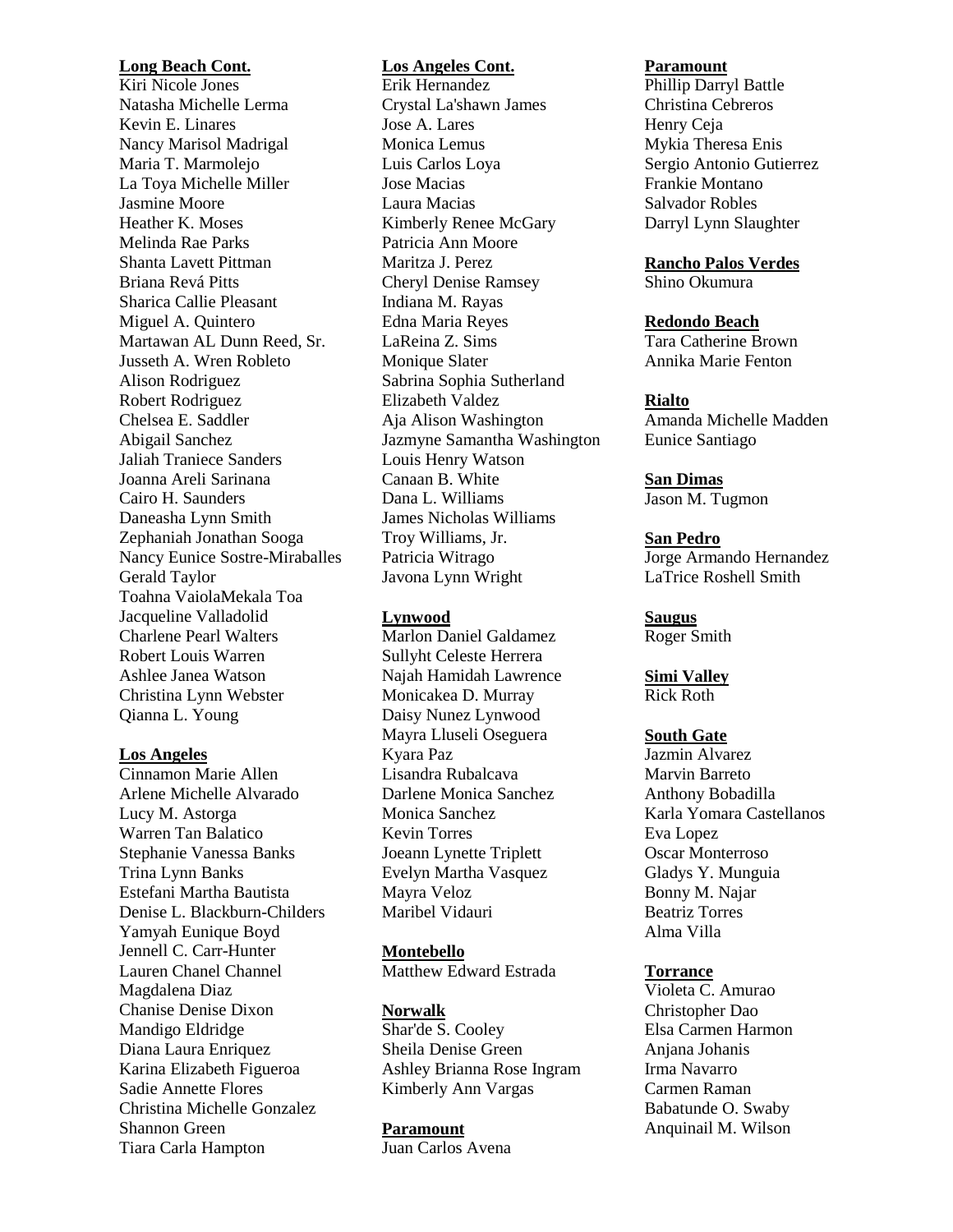**Long Beach Cont.**
Kiri Nicole Jones
Natasha Michelle Lerma
Kevin E. Linares
Nancy Marisol Madrigal
Maria T. Marmolejo
La Toya Michelle Miller
Jasmine Moore
Heather K. Moses
Melinda Rae Parks
Shanta Lavett Pittman
Briana Revá Pitts
Sharica Callie Pleasant
Miguel A. Quintero
Martawan AL Dunn Reed, Sr.
Jusseth A. Wren Robleto
Alison Rodriguez
Robert Rodriguez
Chelsea E. Saddler
Abigail Sanchez
Jaliah Traniece Sanders
Joanna Areli Sarinana
Cairo H. Saunders
Daneasha Lynn Smith
Zephaniah Jonathan Sooga
Nancy Eunice Sostre-Miraballes
Gerald Taylor
Toahna VaiolaMekala Toa
Jacqueline Valladolid
Charlene Pearl Walters
Robert Louis Warren
Ashlee Janea Watson
Christina Lynn Webster
Qianna L. Young

**Los Angeles**
Cinnamon Marie Allen
Arlene Michelle Alvarado
Lucy M. Astorga
Warren Tan Balatico
Stephanie Vanessa Banks
Trina Lynn Banks
Estefani Martha Bautista
Denise L. Blackburn-Childers
Yamyah Eunique Boyd
Jennell C. Carr-Hunter
Lauren Chanel Channel
Magdalena Diaz
Chanise Denise Dixon
Mandigo Eldridge
Diana Laura Enriquez
Karina Elizabeth Figueroa
Sadie Annette Flores
Christina Michelle Gonzalez
Shannon Green
Tiara Carla Hampton

**Los Angeles Cont.**
Erik Hernandez
Crystal La'shawn James
Jose A. Lares
Monica Lemus
Luis Carlos Loya
Jose Macias
Laura Macias
Kimberly Renee McGary
Patricia Ann Moore
Maritza J. Perez
Cheryl Denise Ramsey
Indiana M. Rayas
Edna Maria Reyes
LaReina Z. Sims
Monique Slater
Sabrina Sophia Sutherland
Elizabeth Valdez
Aja Alison Washington
Jazmyne Samantha Washington
Louis Henry Watson
Canaan B. White
Dana L. Williams
James Nicholas Williams
Troy Williams, Jr.
Patricia Witrago
Javona Lynn Wright

**Lynwood**
Marlon Daniel Galdamez
Sullyht Celeste Herrera
Najah Hamidah Lawrence
Monicakea D. Murray
Daisy Nunez Lynwood
Mayra Lluseli Oseguera
Kyara Paz
Lisandra Rubalcava
Darlene Monica Sanchez
Monica Sanchez
Kevin Torres
Joeann Lynette Triplett
Evelyn Martha Vasquez
Mayra Veloz
Maribel Vidauri

**Montebello**
Matthew Edward Estrada

**Norwalk**
Shar'de S. Cooley
Sheila Denise Green
Ashley Brianna Rose Ingram
Kimberly Ann Vargas

**Paramount**
Juan Carlos Avena

**Paramount**
Phillip Darryl Battle
Christina Cebreros
Henry Ceja
Mykia Theresa Enis
Sergio Antonio Gutierrez
Frankie Montano
Salvador Robles
Darryl Lynn Slaughter

**Rancho Palos Verdes**
Shino Okumura

**Redondo Beach**
Tara Catherine Brown
Annika Marie Fenton

**Rialto**
Amanda Michelle Madden
Eunice Santiago

**San Dimas**
Jason M. Tugmon

**San Pedro**
Jorge Armando Hernandez
LaTrice Roshell Smith

**Saugus**
Roger Smith

**Simi Valley**
Rick Roth

**South Gate**
Jazmin Alvarez
Marvin Barreto
Anthony Bobadilla
Karla Yomara Castellanos
Eva Lopez
Oscar Monterroso
Gladys Y. Munguia
Bonny M. Najar
Beatriz Torres
Alma Villa

**Torrance**
Violeta C. Amurao
Christopher Dao
Elsa Carmen Harmon
Anjana Johanis
Irma Navarro
Carmen Raman
Babatunde O. Swaby
Anquinail M. Wilson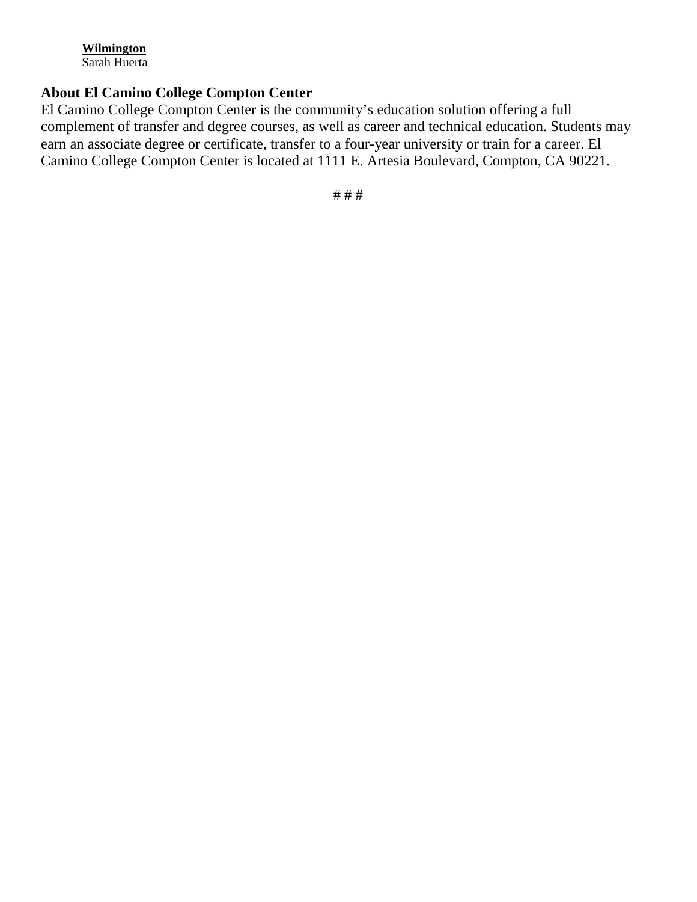**Wilmington**
Sarah Huerta

## About El Camino College Compton Center

El Camino College Compton Center is the community's education solution offering a full complement of transfer and degree courses, as well as career and technical education. Students may earn an associate degree or certificate, transfer to a four-year university or train for a career. El Camino College Compton Center is located at 1111 E. Artesia Boulevard, Compton, CA 90221.

# # #